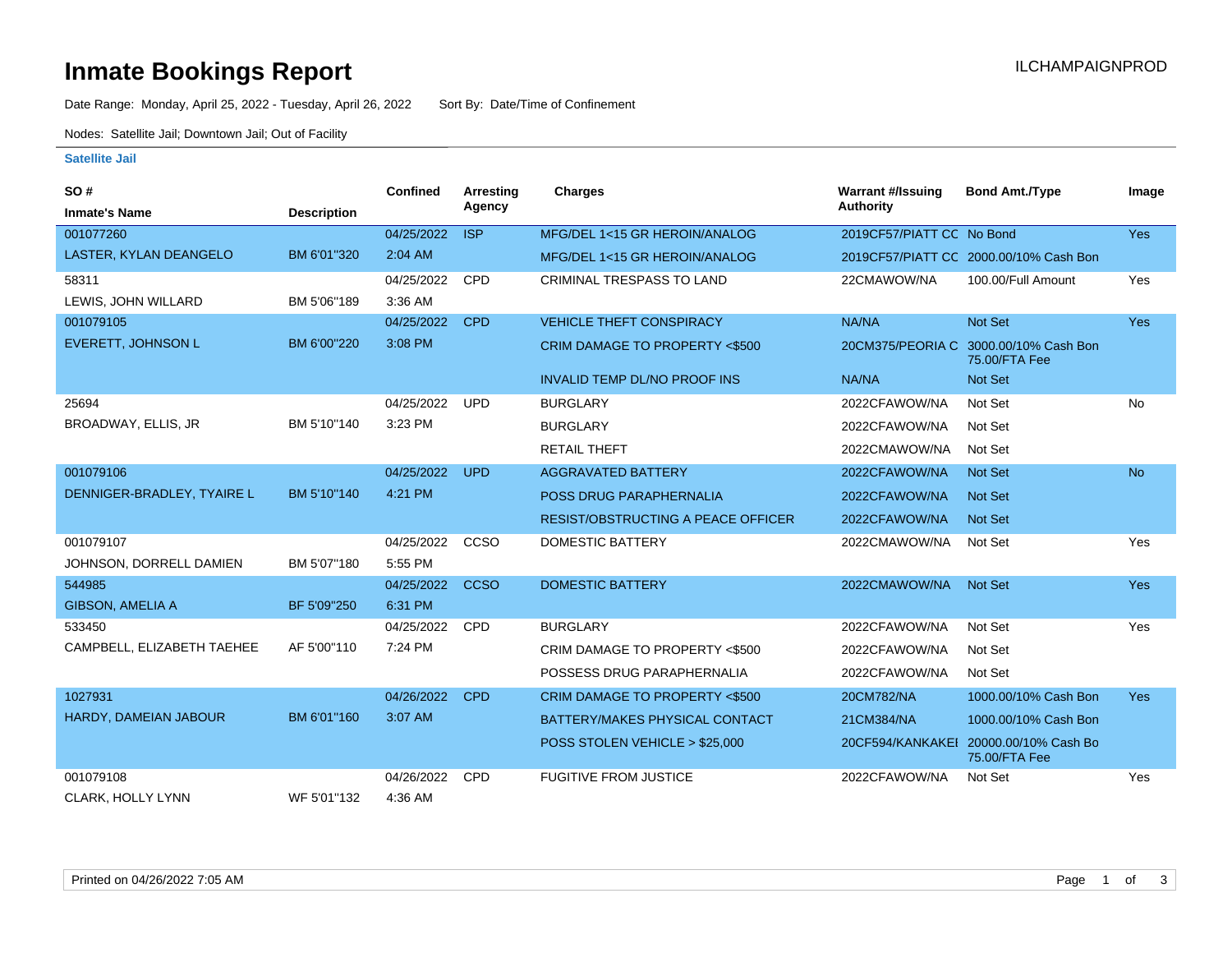# Inmate Bookings Report

ILCHAMPAIGNPROD

Date Range: Monday, April 25, 2022 - Tuesday, April 26, 2022  Sort By: Date/Time of Confinement

Nodes: Satellite Jail; Downtown Jail; Out of Facility

### Satellite Jail

| SO # / Inmate's Name | Description | Confined | Arresting Agency | Charges | Warrant #/Issuing Authority | Bond Amt./Type | Image |
|---|---|---|---|---|---|---|---|
| 001077260 | | 04/25/2022 | ISP | MFG/DEL 1<15 GR HEROIN/ANALOG | 2019CF57/PIATT CC | No Bond | Yes |
| LASTER, KYLAN DEANGELO | BM 6'01"320 | 2:04 AM | | MFG/DEL 1<15 GR HEROIN/ANALOG | 2019CF57/PIATT CC | 2000.00/10% Cash Bon | |
| 58311 | | 04/25/2022 | CPD | CRIMINAL TRESPASS TO LAND | 22CMAWOW/NA | 100.00/Full Amount | Yes |
| LEWIS, JOHN WILLARD | BM 5'06"189 | 3:36 AM | | | | | |
| 001079105 | | 04/25/2022 | CPD | VEHICLE THEFT CONSPIRACY | NA/NA | Not Set | Yes |
| EVERETT, JOHNSON L | BM 6'00"220 | 3:08 PM | | CRIM DAMAGE TO PROPERTY <$500 | 20CM375/PEORIA C | 3000.00/10% Cash Bon 75.00/FTA Fee | |
| | | | | INVALID TEMP DL/NO PROOF INS | NA/NA | Not Set | |
| 25694 | | 04/25/2022 | UPD | BURGLARY | 2022CFAWOW/NA | Not Set | No |
| BROADWAY, ELLIS, JR | BM 5'10"140 | 3:23 PM | | BURGLARY | 2022CFAWOW/NA | Not Set | |
| | | | | RETAIL THEFT | 2022CMAWOW/NA | Not Set | |
| 001079106 | | 04/25/2022 | UPD | AGGRAVATED BATTERY | 2022CFAWOW/NA | Not Set | No |
| DENNIGER-BRADLEY, TYAIRE L | BM 5'10"140 | 4:21 PM | | POSS DRUG PARAPHERNALIA | 2022CFAWOW/NA | Not Set | |
| | | | | RESIST/OBSTRUCTING A PEACE OFFICER | 2022CFAWOW/NA | Not Set | |
| 001079107 | | 04/25/2022 | CCSO | DOMESTIC BATTERY | 2022CMAWOW/NA | Not Set | Yes |
| JOHNSON, DORRELL DAMIEN | BM 5'07"180 | 5:55 PM | | | | | |
| 544985 | | 04/25/2022 | CCSO | DOMESTIC BATTERY | 2022CMAWOW/NA | Not Set | Yes |
| GIBSON, AMELIA A | BF 5'09"250 | 6:31 PM | | | | | |
| 533450 | | 04/25/2022 | CPD | BURGLARY | 2022CFAWOW/NA | Not Set | Yes |
| CAMPBELL, ELIZABETH TAEHEE | AF 5'00"110 | 7:24 PM | | CRIM DAMAGE TO PROPERTY <$500 | 2022CFAWOW/NA | Not Set | |
| | | | | POSSESS DRUG PARAPHERNALIA | 2022CFAWOW/NA | Not Set | |
| 1027931 | | 04/26/2022 | CPD | CRIM DAMAGE TO PROPERTY <$500 | 20CM782/NA | 1000.00/10% Cash Bon | Yes |
| HARDY, DAMEIAN JABOUR | BM 6'01"160 | 3:07 AM | | BATTERY/MAKES PHYSICAL CONTACT | 21CM384/NA | 1000.00/10% Cash Bon | |
| | | | | POSS STOLEN VEHICLE > $25,000 | 20CF594/KANKAKEI | 20000.00/10% Cash Bo 75.00/FTA Fee | |
| 001079108 | | 04/26/2022 | CPD | FUGITIVE FROM JUSTICE | 2022CFAWOW/NA | Not Set | Yes |
| CLARK, HOLLY LYNN | WF 5'01"132 | 4:36 AM | | | | | |

Printed on 04/26/2022 7:05 AM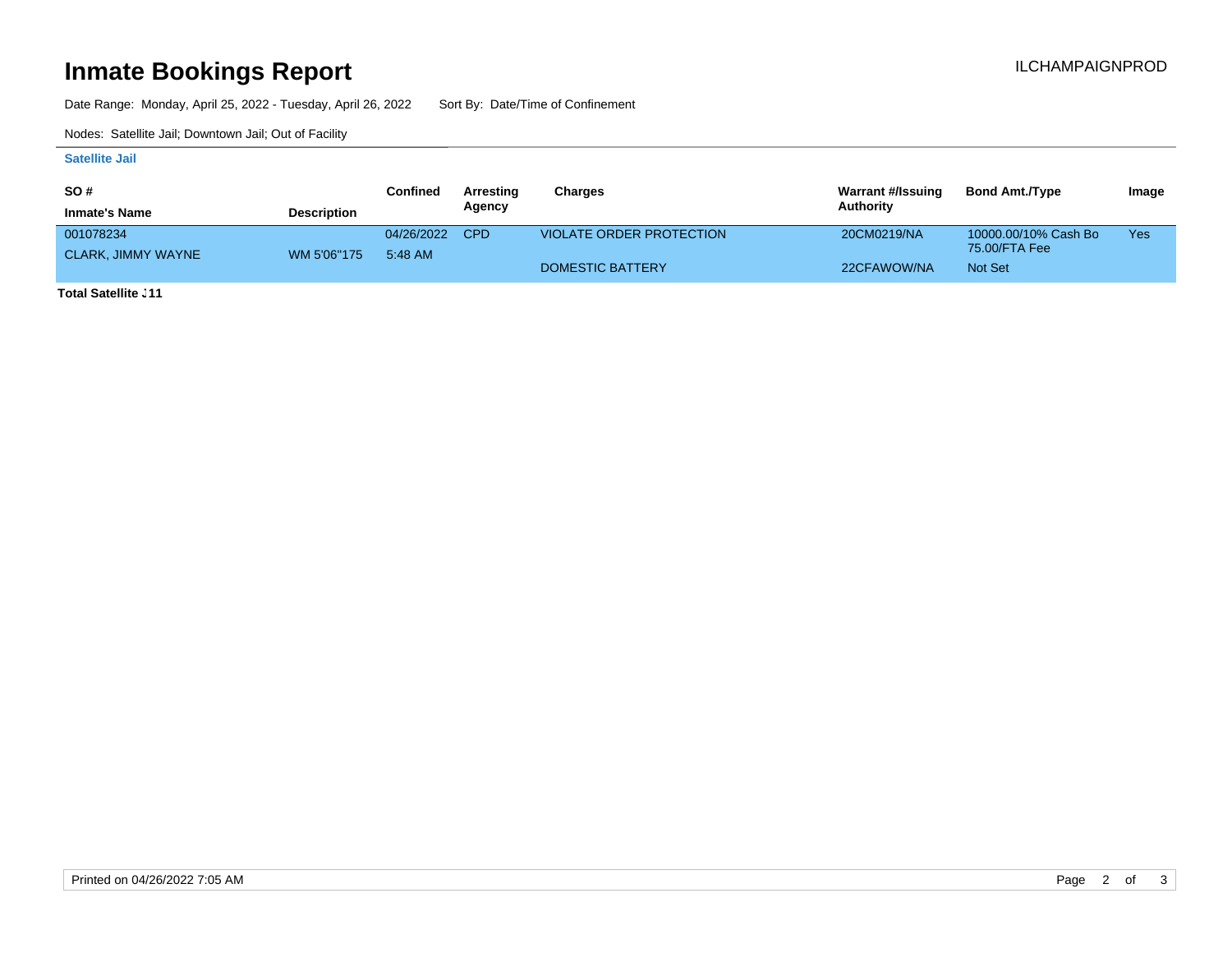# Inmate Bookings Report

ILCHAMPAIGNPROD

Date Range: Monday, April 25, 2022 - Tuesday, April 26, 2022 Sort By: Date/Time of Confinement

Nodes: Satellite Jail; Downtown Jail; Out of Facility

**Satellite Jail**

| SO # / Inmate's Name | Description | Confined | Arresting Agency | Charges | Warrant #/Issuing Authority | Bond Amt./Type | Image |
|---|---|---|---|---|---|---|---|
| 001078234 CLARK, JIMMY WAYNE | WM 5'06"175 | 04/26/2022 5:48 AM | CPD | VIOLATE ORDER PROTECTION | 20CM0219/NA | 10000.00/10% Cash Bo 75.00/FTA Fee | Yes |
| | | | | DOMESTIC BATTERY | 22CFAWOW/NA | Not Set | |

**Total Satellite J11**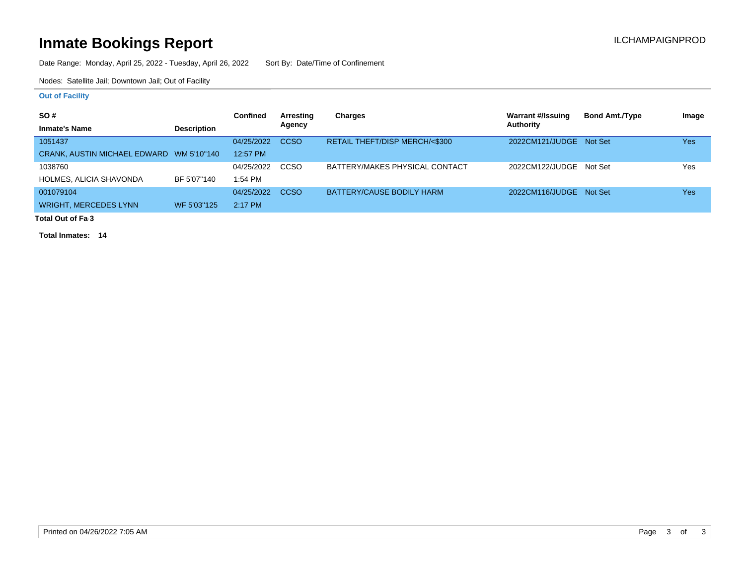# Inmate Bookings Report

ILCHAMPAIGNPROD

Date Range: Monday, April 25, 2022 - Tuesday, April 26, 2022  Sort By: Date/Time of Confinement

Nodes: Satellite Jail; Downtown Jail; Out of Facility

### Out of Facility

| SO # / Inmate's Name | Description | Confined | Arresting Agency | Charges | Warrant #/Issuing Authority | Bond Amt./Type | Image |
|---|---|---|---|---|---|---|---|
| 1051437<br>CRANK, AUSTIN MICHAEL EDWARD | WM 5'10"140 | 04/25/2022<br>12:57 PM | CCSO | RETAIL THEFT/DISP MERCH/<$300 | 2022CM121/JUDGE | Not Set | Yes |
| 1038760<br>HOLMES, ALICIA SHAVONDA | BF 5'07"140 | 04/25/2022<br>1:54 PM | CCSO | BATTERY/MAKES PHYSICAL CONTACT | 2022CM122/JUDGE | Not Set | Yes |
| 001079104<br>WRIGHT, MERCEDES LYNN | WF 5'03"125 | 04/25/2022<br>2:17 PM | CCSO | BATTERY/CAUSE BODILY HARM | 2022CM116/JUDGE | Not Set | Yes |

**Total Out of Fa 3**

**Total Inmates: 14**

Printed on 04/26/2022 7:05 AM